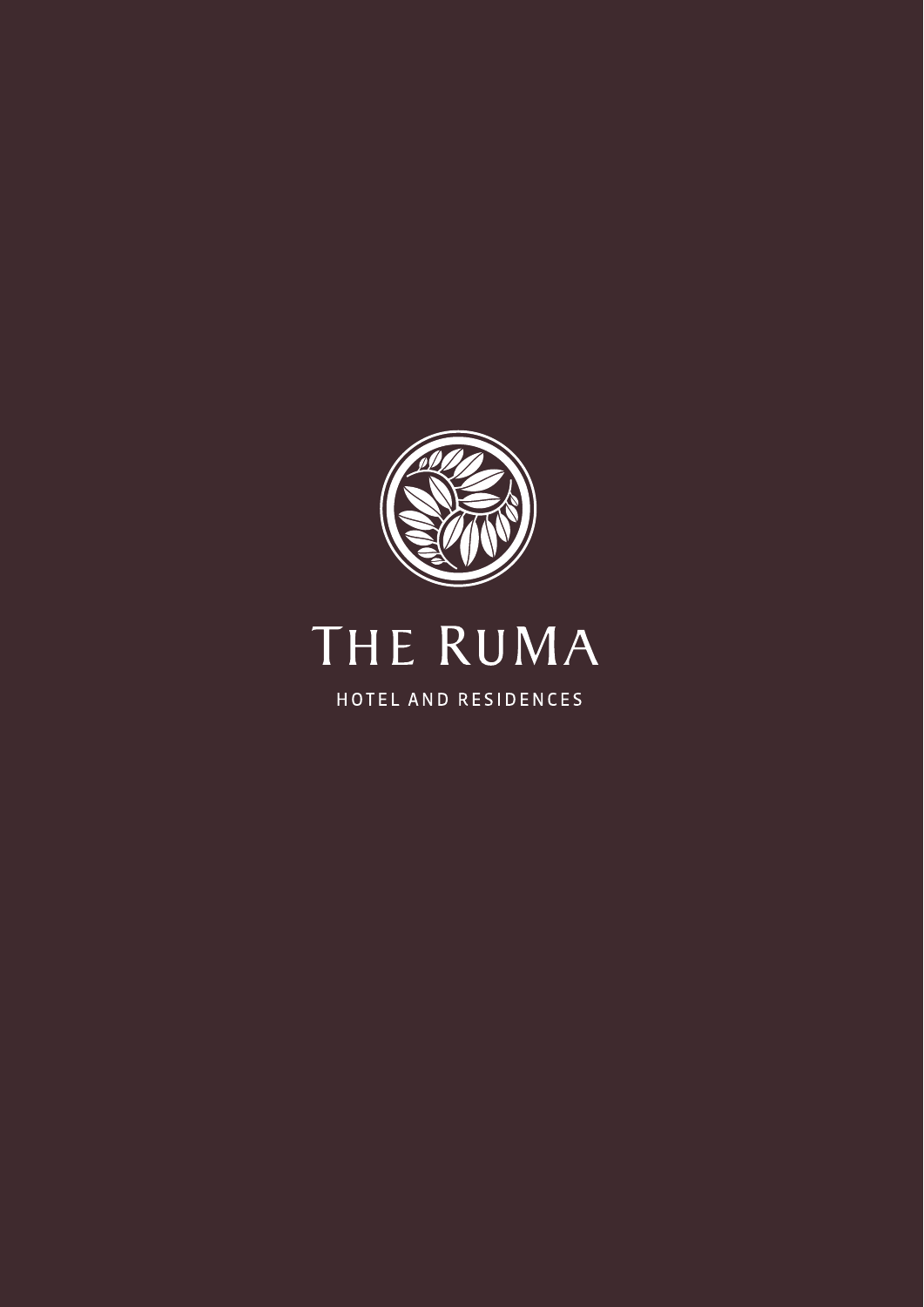# THE RUMA

HOTEL AND RESIDENCES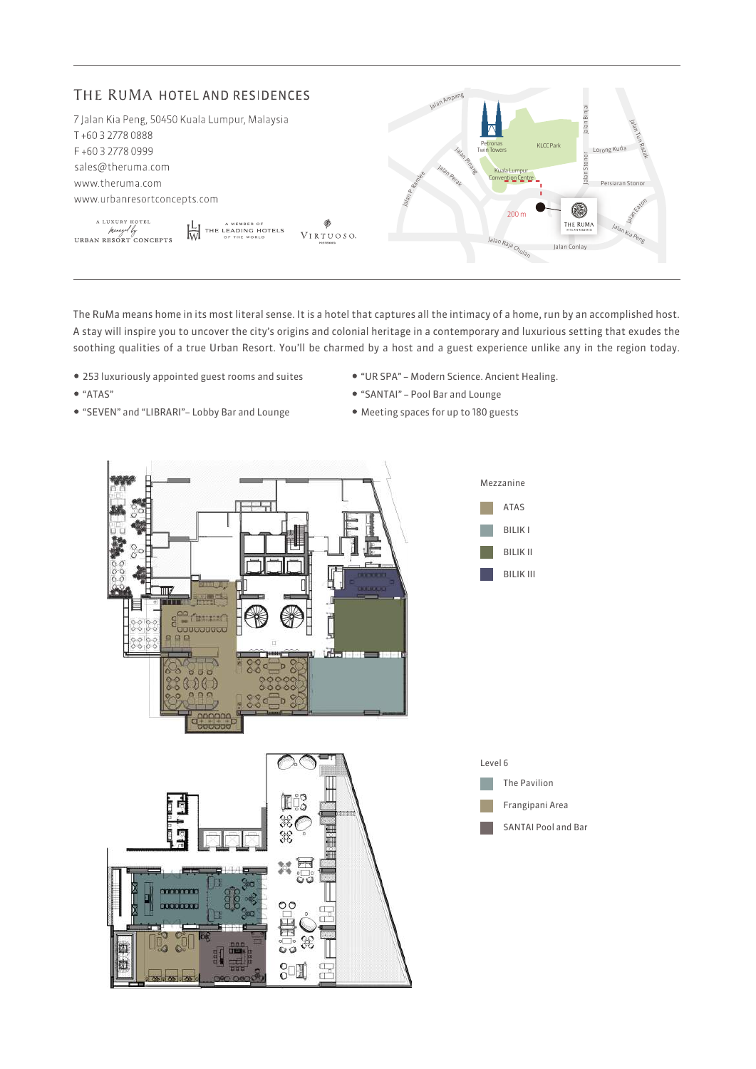# THE RUMA HOTEL AND RESIDENCES

7 Jalan Kia Peng, 50450 Kuala Lumpur, Malaysia
T +60 3 2778 0888
F +60 3 2778 0999
sales@theruma.com
www.theruma.com
www.urbanresortconcepts.com

A LUXURY HOTEL managed by URBAN RESORT CONCEPTS | A MEMBER OF THE LEADING HOTELS OF THE WORLD | VIRTUOSO.

The RuMa means home in its most literal sense. It is a hotel that captures all the intimacy of a home, run by an accomplished host. A stay will inspire you to uncover the city's origins and colonial heritage in a contemporary and luxurious setting that exudes the soothing qualities of a true Urban Resort. You'll be charmed by a host and a guest experience unlike any in the region today.

- 253 luxuriously appointed guest rooms and suites
- "ATAS"
- "SEVEN" and "LIBRARI"– Lobby Bar and Lounge
- "UR SPA" – Modern Science. Ancient Healing.
- "SANTAI" – Pool Bar and Lounge
- Meeting spaces for up to 180 guests

Mezzanine
- ATAS
- BILIK I
- BILIK II
- BILIK III

Level 6
- The Pavilion
- Frangipani Area
- SANTAI Pool and Bar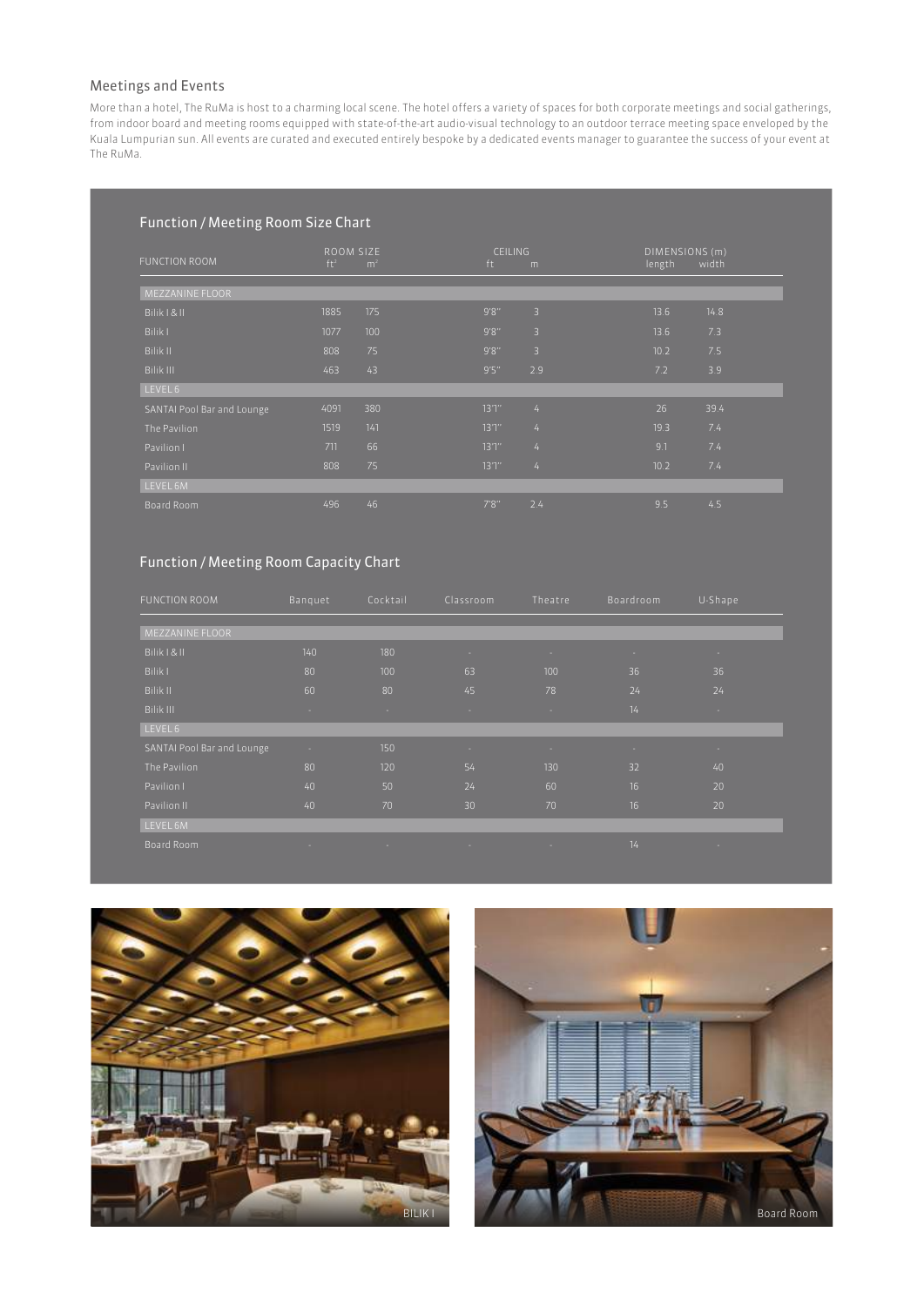## Meetings and Events

More than a hotel, The RuMa is host to a charming local scene. The hotel offers a variety of spaces for both corporate meetings and social gatherings, from indoor board and meeting rooms equipped with state-of-the-art audio-visual technology to an outdoor terrace meeting space enveloped by the Kuala Lumpurian sun. All events are curated and executed entirely bespoke by a dedicated events manager to guarantee the success of your event at The RuMa.

### Function / Meeting Room Size Chart

| FUNCTION ROOM | ROOM SIZE | | CEILING | | DIMENSIONS (m) | |
|---|---|---|---|---|---|---|
| | ft² | m² | ft | m | length | width |
| MEZZANINE FLOOR | | | | | | |
| Bilik I & II | 1885 | 175 | 9'8" | 3 | 13.6 | 14.8 |
| Bilik I | 1077 | 100 | 9'8" | 3 | 13.6 | 7.3 |
| Bilik II | 808 | 75 | 9'8" | 3 | 10.2 | 7.5 |
| Bilik III | 463 | 43 | 9'5" | 2.9 | 7.2 | 3.9 |
| LEVEL 6 | | | | | | |
| SANTAI Pool Bar and Lounge | 4091 | 380 | 13'1" | 4 | 26 | 39.4 |
| The Pavilion | 1519 | 141 | 13'1" | 4 | 19.3 | 7.4 |
| Pavilion I | 711 | 66 | 13'1" | 4 | 9.1 | 7.4 |
| Pavilion II | 808 | 75 | 13'1" | 4 | 10.2 | 7.4 |
| LEVEL 6M | | | | | | |
| Board Room | 496 | 46 | 7'8" | 2.4 | 9.5 | 4.5 |

### Function / Meeting Room Capacity Chart

| FUNCTION ROOM | Banquet | Cocktail | Classroom | Theatre | Boardroom | U-Shape |
|---|---|---|---|---|---|---|
| MEZZANINE FLOOR | | | | | | |
| Bilik I & II | 140 | 180 | - | - | - | - |
| Bilik I | 80 | 100 | 63 | 100 | 36 | 36 |
| Bilik II | 60 | 80 | 45 | 78 | 24 | 24 |
| Bilik III | - | - | - | - | 14 | - |
| LEVEL 6 | | | | | | |
| SANTAI Pool Bar and Lounge | - | 150 | - | - | - | - |
| The Pavilion | 80 | 120 | 54 | 130 | 32 | 40 |
| Pavilion I | 40 | 50 | 24 | 60 | 16 | 20 |
| Pavilion II | 40 | 70 | 30 | 70 | 16 | 20 |
| LEVEL 6M | | | | | | |
| Board Room | - | - | - | - | 14 | - |

BILIK I

Board Room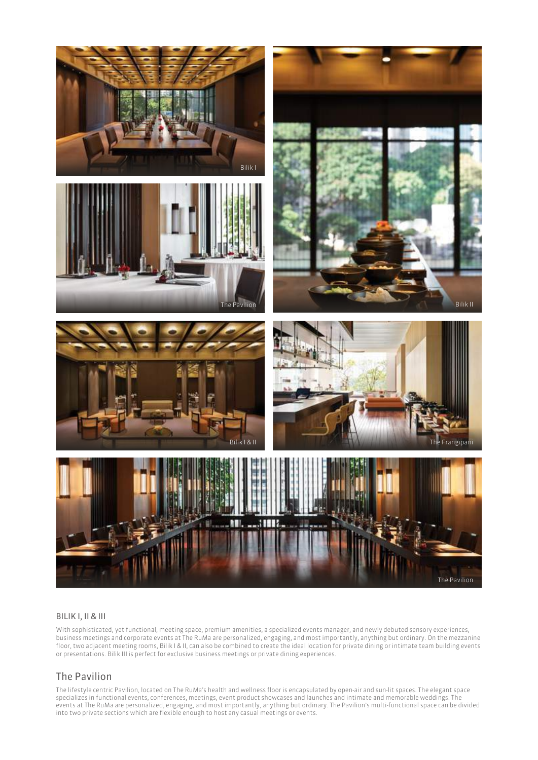## BILIK I, II & III

With sophisticated, yet functional, meeting space, premium amenities, a specialized events manager, and newly debuted sensory experiences, business meetings and corporate events at The RuMa are personalized, engaging, and most importantly, anything but ordinary. On the mezzanine floor, two adjacent meeting rooms, Bilik I & II, can also be combined to create the ideal location for private dining or intimate team building events or presentations. Bilik III is perfect for exclusive business meetings or private dining experiences.

## The Pavilion

The lifestyle centric Pavilion, located on The RuMa's health and wellness floor is encapsulated by open-air and sun-lit spaces. The elegant space specializes in functional events, conferences, meetings, event product showcases and launches and intimate and memorable weddings. The events at The RuMa are personalized, engaging, and most importantly, anything but ordinary. The Pavilion's multi-functional space can be divided into two private sections which are flexible enough to host any casual meetings or events.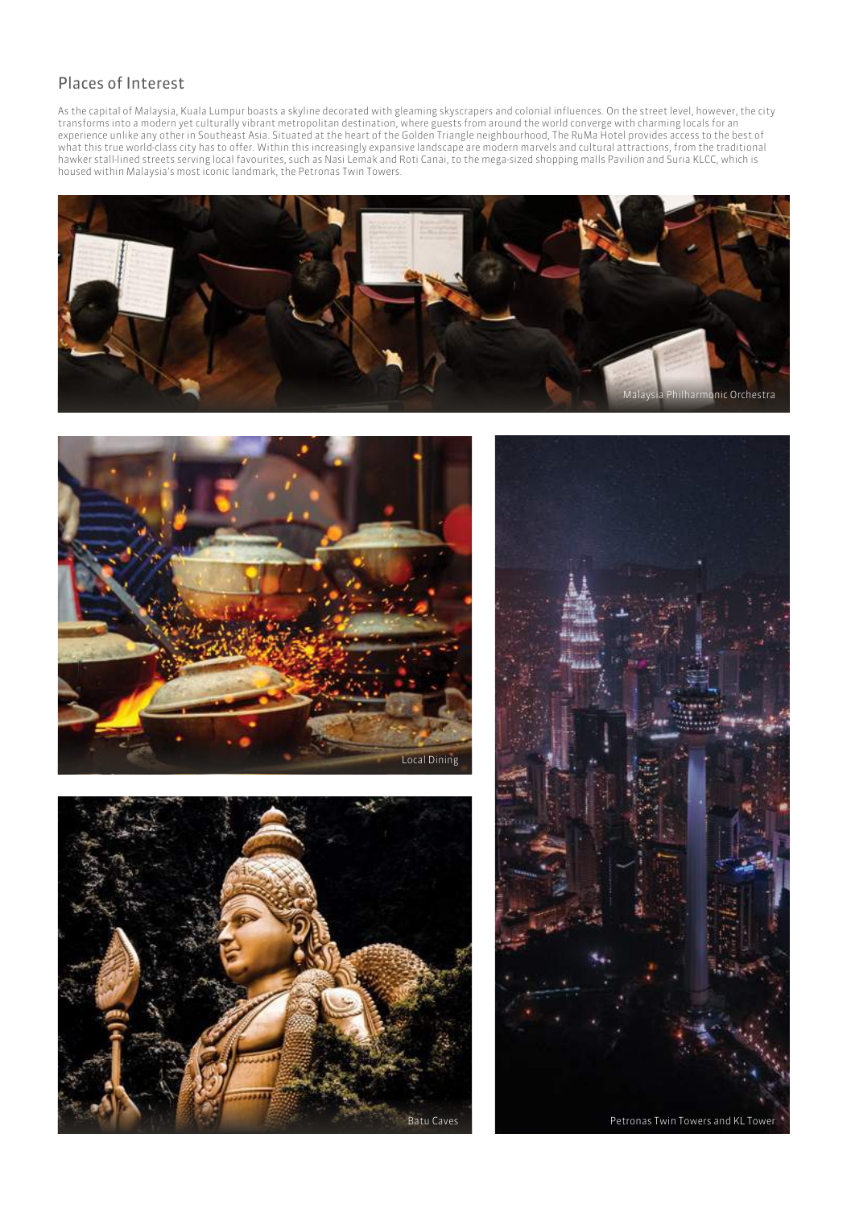## Places of Interest

As the capital of Malaysia, Kuala Lumpur boasts a skyline decorated with gleaming skyscrapers and colonial influences. On the street level, however, the city transforms into a modern yet culturally vibrant metropolitan destination, where guests from around the world converge with charming locals for an experience unlike any other in Southeast Asia. Situated at the heart of the Golden Triangle neighbourhood, The RuMa Hotel provides access to the best of what this true world-class city has to offer. Within this increasingly expansive landscape are modern marvels and cultural attractions, from the traditional hawker stall-lined streets serving local favourites, such as Nasi Lemak and Roti Canai, to the mega-sized shopping malls Pavilion and Suria KLCC, which is housed within Malaysia's most iconic landmark, the Petronas Twin Towers.

Malaysia Philharmonic Orchestra

Local Dining

Batu Caves

Petronas Twin Towers and KL Tower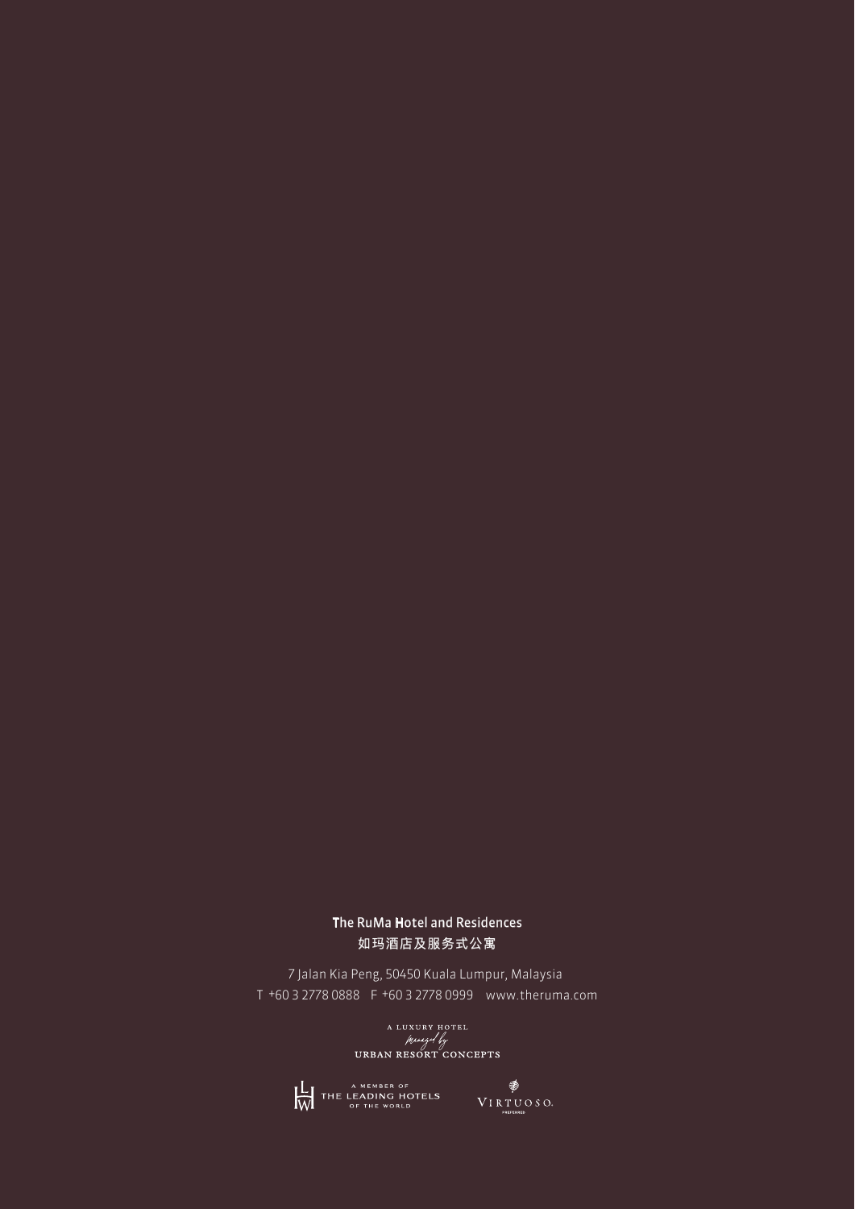**The RuMa Hotel and Residences**
**如玛酒店及服务式公寓**

7 Jalan Kia Peng, 50450 Kuala Lumpur, Malaysia
T +60 3 2778 0888  F +60 3 2778 0999  www.theruma.com

A LUXURY HOTEL
*managed by*
URBAN RESORT CONCEPTS

A MEMBER OF
THE LEADING HOTELS
OF THE WORLD

VIRTUOSO.
PREFERRED